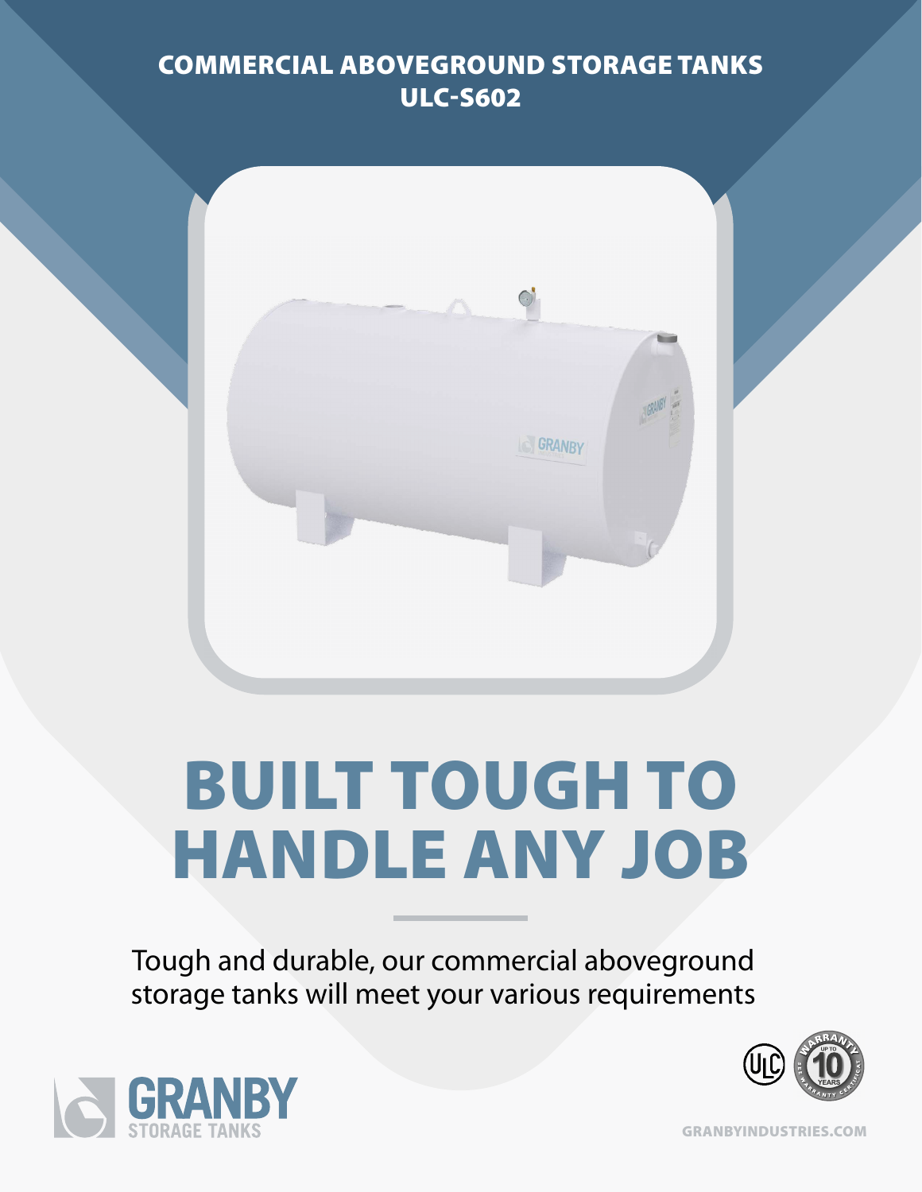COMMERCIAL ABOVEGROUND STORAGE TANKS
ULC-S602

# BUILT TOUGH TO HANDLE ANY JOB

Tough and durable, our commercial aboveground storage tanks will meet your various requirements

GRANBY STORAGE TANKS

WARRANTY UP TO 10 YEARS SEE WARRANTY CERTIFICATE

GRANBYINDUSTRIES.COM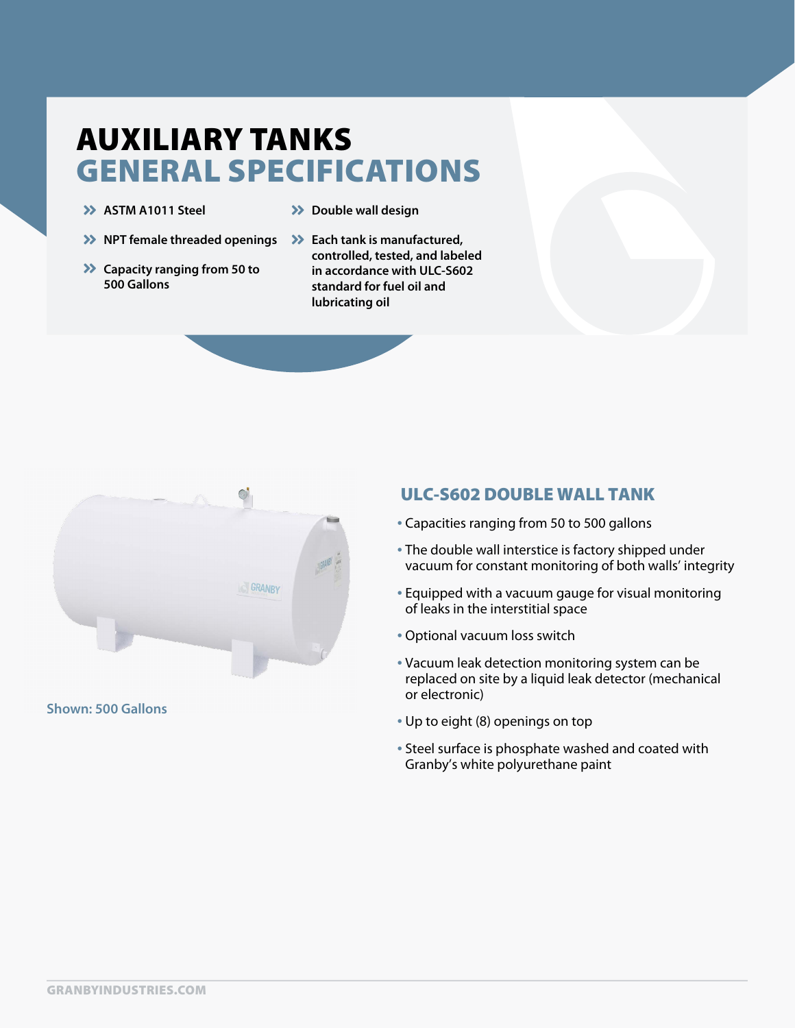# AUXILIARY TANKS
## GENERAL SPECIFICATIONS

- ASTM A1011 Steel
- NPT female threaded openings
- Capacity ranging from 50 to 500 Gallons
- Double wall design
- Each tank is manufactured, controlled, tested, and labeled in accordance with ULC-S602 standard for fuel oil and lubricating oil

Shown: 500 Gallons

## ULC-S602 DOUBLE WALL TANK

- Capacities ranging from 50 to 500 gallons
- The double wall interstice is factory shipped under vacuum for constant monitoring of both walls' integrity
- Equipped with a vacuum gauge for visual monitoring of leaks in the interstitial space
- Optional vacuum loss switch
- Vacuum leak detection monitoring system can be replaced on site by a liquid leak detector (mechanical or electronic)
- Up to eight (8) openings on top
- Steel surface is phosphate washed and coated with Granby's white polyurethane paint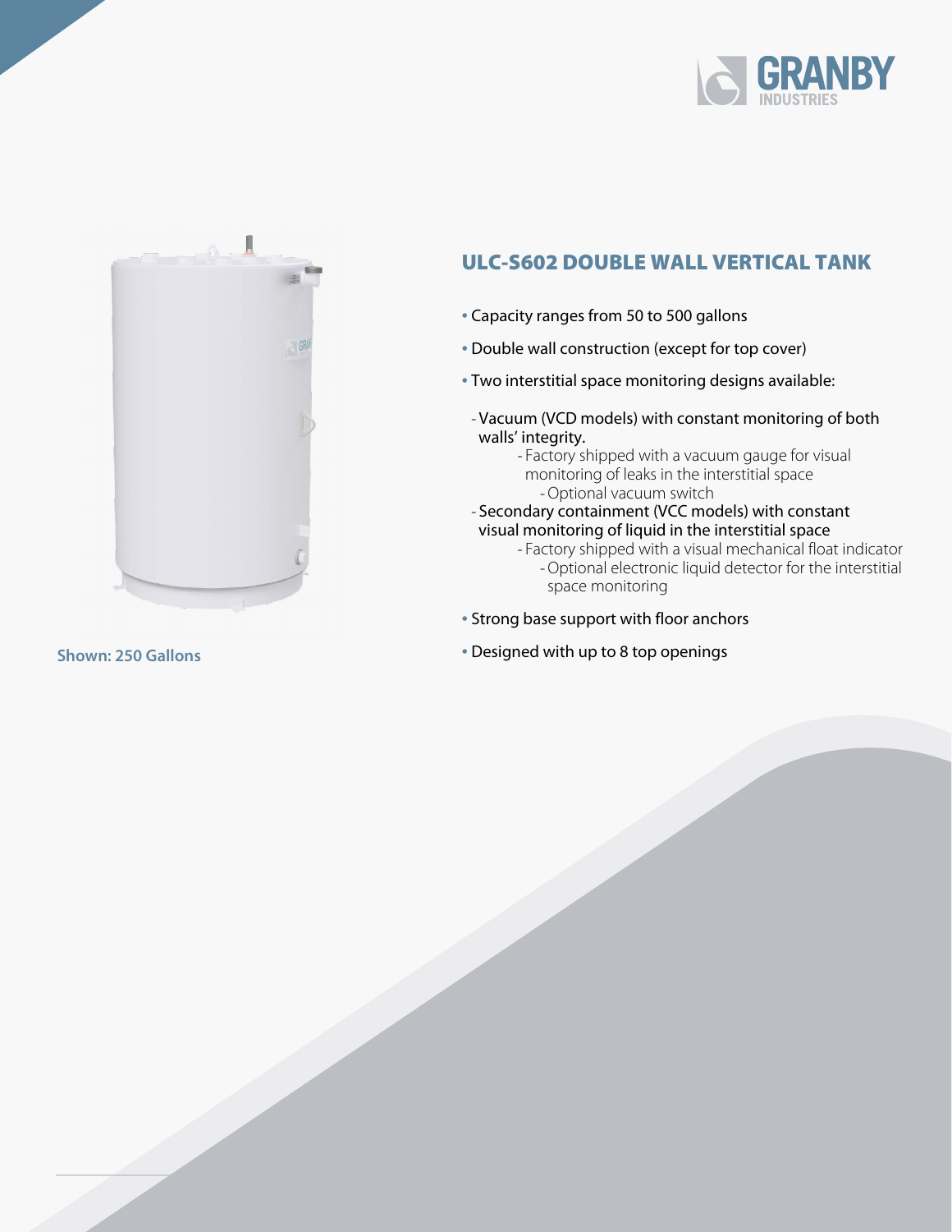## ULC-S602 DOUBLE WALL VERTICAL TANK

- Capacity ranges from 50 to 500 gallons
- Double wall construction (except for top cover)
- Two interstitial space monitoring designs available:
  - Vacuum (VCD models) with constant monitoring of both walls' integrity.
    - Factory shipped with a vacuum gauge for visual monitoring of leaks in the interstitial space
      - Optional vacuum switch
  - Secondary containment (VCC models) with constant visual monitoring of liquid in the interstitial space
    - Factory shipped with a visual mechanical float indicator
      - Optional electronic liquid detector for the interstitial space monitoring
- Strong base support with floor anchors
- Designed with up to 8 top openings

Shown: 250 Gallons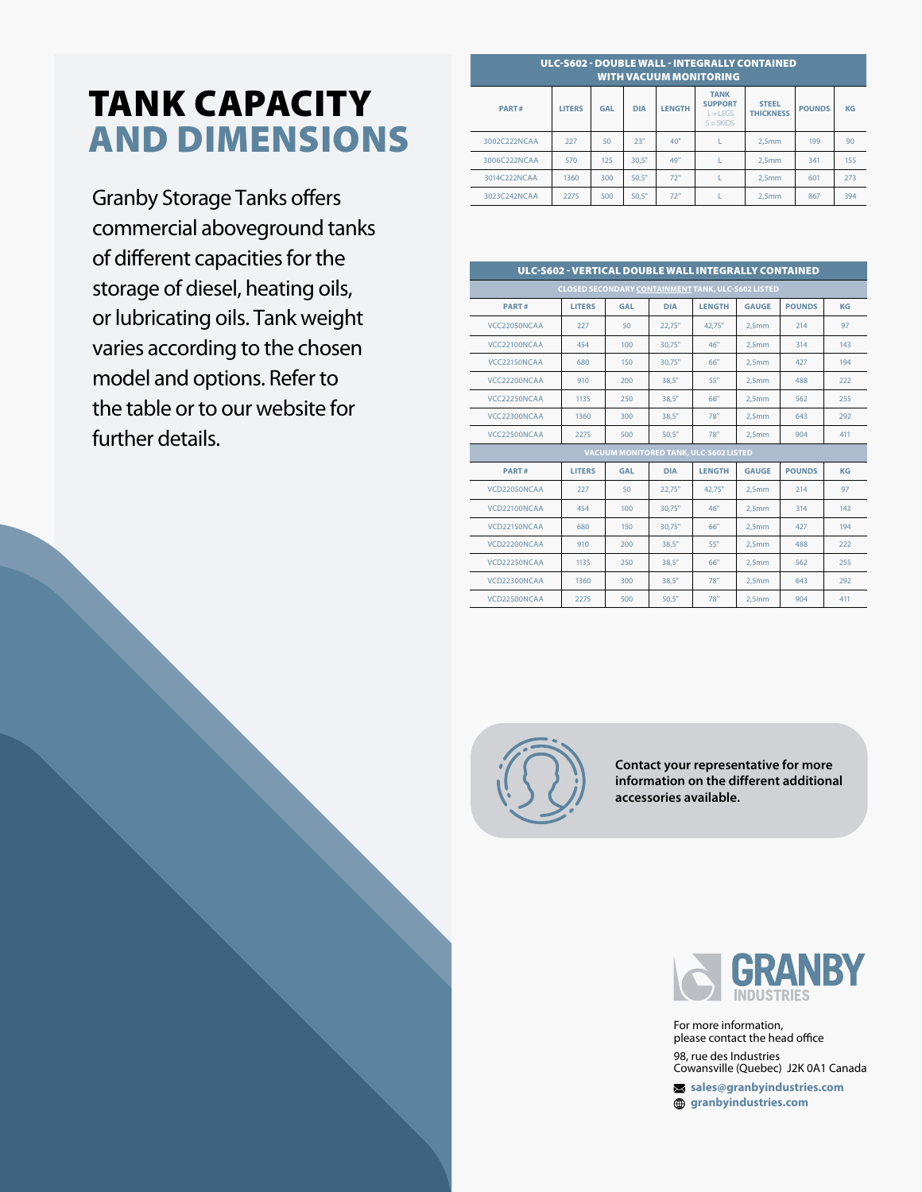# TANK CAPACITY AND DIMENSIONS

Granby Storage Tanks offers commercial aboveground tanks of different capacities for the storage of diesel, heating oils, or lubricating oils. Tank weight varies according to the chosen model and options. Refer to the table or to our website for further details.

**ULC-S602 - DOUBLE WALL - INTEGRALLY CONTAINED WITH VACUUM MONITORING**

| PART # | LITERS | GAL | DIA | LENGTH | TANK SUPPORT L = LEGS S = SKIDS | STEEL THICKNESS | POUNDS | KG |
|---|---|---|---|---|---|---|---|---|
| 3002C222NCAA | 227 | 50 | 23" | 40" | L | 2,5mm | 199 | 90 |
| 3006C222NCAA | 570 | 125 | 30,5" | 49" | L | 2,5mm | 341 | 155 |
| 3014C222NCAA | 1360 | 300 | 50,5" | 72" | L | 2,5mm | 601 | 273 |
| 3023C242NCAA | 2275 | 500 | 50,5" | 72" | L | 2,5mm | 867 | 394 |

**ULC-S602 - VERTICAL DOUBLE WALL INTEGRALLY CONTAINED**

| PART # | LITERS | GAL | DIA | LENGTH | GAUGE | POUNDS | KG |
|---|---|---|---|---|---|---|---|
| CLOSED SECONDARY CONTAINMENT TANK, ULC-S602 LISTED | | | | | | | |
| VCC22050NCAA | 227 | 50 | 22,75" | 42,75" | 2,5mm | 214 | 97 |
| VCC22100NCAA | 454 | 100 | 30,75" | 46" | 2,5mm | 314 | 143 |
| VCC22150NCAA | 680 | 150 | 30,75" | 66" | 2,5mm | 427 | 194 |
| VCC22200NCAA | 910 | 200 | 38,5" | 55" | 2,5mm | 488 | 222 |
| VCC22250NCAA | 1135 | 250 | 38,5" | 66" | 2,5mm | 562 | 255 |
| VCC22300NCAA | 1360 | 300 | 38,5" | 78" | 2,5mm | 643 | 292 |
| VCC22500NCAA | 2275 | 500 | 50,5" | 78" | 2,5mm | 904 | 411 |
| VACUUM MONITORED TANK, ULC-S602 LISTED | | | | | | | |
| PART # | LITERS | GAL | DIA | LENGTH | GAUGE | POUNDS | KG |
| VCD22050NCAA | 227 | 50 | 22,75" | 42,75" | 2,5mm | 214 | 97 |
| VCD22100NCAA | 454 | 100 | 30,75" | 46" | 2,5mm | 314 | 143 |
| VCD22150NCAA | 680 | 150 | 30,75" | 66" | 2,5mm | 427 | 194 |
| VCD22200NCAA | 910 | 200 | 38,5" | 55" | 2,5mm | 488 | 222 |
| VCD22250NCAA | 1135 | 250 | 38,5" | 66" | 2,5mm | 562 | 255 |
| VCD22300NCAA | 1360 | 300 | 38,5" | 78" | 2,5mm | 643 | 292 |
| VCD22500NCAA | 2275 | 500 | 50,5" | 78" | 2,5mm | 904 | 411 |

**Contact your representative for more information on the different additional accessories available.**

GRANBY INDUSTRIES

For more information, please contact the head office

98, rue des Industries
Cowansville (Quebec) J2K 0A1 Canada

**sales@granbyindustries.com**
**granbyindustries.com**